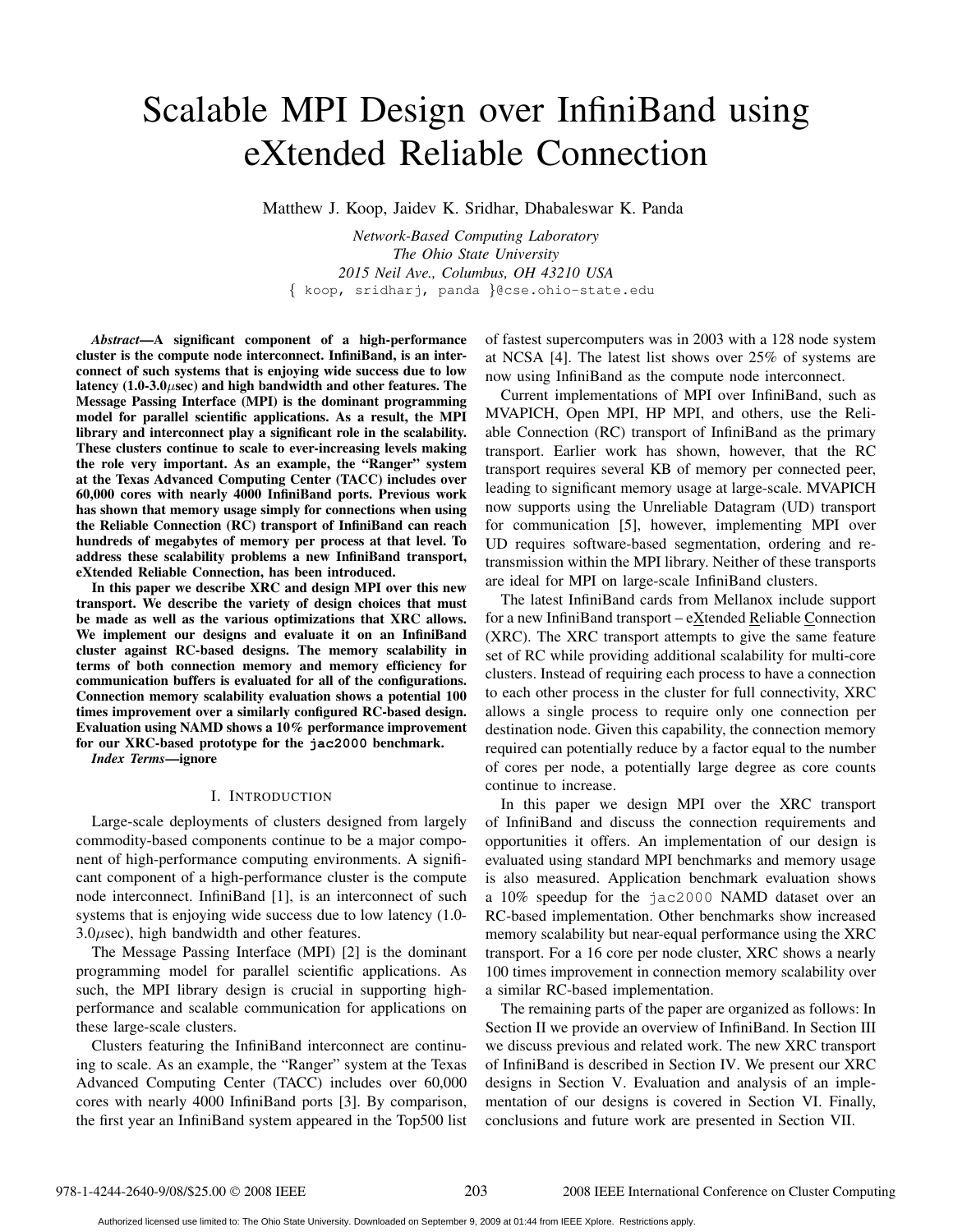# Scalable MPI Design over InfiniBand using eXtended Reliable Connection

Matthew J. Koop, Jaidev K. Sridhar, Dhabaleswar K. Panda

*Network-Based Computing Laboratory*
*The Ohio State University*
*2015 Neil Ave., Columbus, OH 43210 USA*
{ koop, sridharj, panda }@cse.ohio-state.edu

***Abstract*—A significant component of a high-performance cluster is the compute node interconnect. InfiniBand, is an interconnect of such systems that is enjoying wide success due to low latency (1.0-3.0$\mu$sec) and high bandwidth and other features. The Message Passing Interface (MPI) is the dominant programming model for parallel scientific applications. As a result, the MPI library and interconnect play a significant role in the scalability. These clusters continue to scale to ever-increasing levels making the role very important. As an example, the "Ranger" system at the Texas Advanced Computing Center (TACC) includes over 60,000 cores with nearly 4000 InfiniBand ports. Previous work has shown that memory usage simply for connections when using the Reliable Connection (RC) transport of InfiniBand can reach hundreds of megabytes of memory per process at that level. To address these scalability problems a new InfiniBand transport, eXtended Reliable Connection, has been introduced.**

**In this paper we describe XRC and design MPI over this new transport. We describe the variety of design choices that must be made as well as the various optimizations that XRC allows. We implement our designs and evaluate it on an InfiniBand cluster against RC-based designs. The memory scalability in terms of both connection memory and memory efficiency for communication buffers is evaluated for all of the configurations. Connection memory scalability evaluation shows a potential 100 times improvement over a similarly configured RC-based design. Evaluation using NAMD shows a 10% performance improvement for our XRC-based prototype for the `jac2000` benchmark.**

***Index Terms*—ignore**

## I. Introduction

Large-scale deployments of clusters designed from largely commodity-based components continue to be a major component of high-performance computing environments. A significant component of a high-performance cluster is the compute node interconnect. InfiniBand [1], is an interconnect of such systems that is enjoying wide success due to low latency (1.0-3.0$\mu$sec), high bandwidth and other features.

The Message Passing Interface (MPI) [2] is the dominant programming model for parallel scientific applications. As such, the MPI library design is crucial in supporting high-performance and scalable communication for applications on these large-scale clusters.

Clusters featuring the InfiniBand interconnect are continuing to scale. As an example, the "Ranger" system at the Texas Advanced Computing Center (TACC) includes over 60,000 cores with nearly 4000 InfiniBand ports [3]. By comparison, the first year an InfiniBand system appeared in the Top500 list of fastest supercomputers was in 2003 with a 128 node system at NCSA [4]. The latest list shows over 25% of systems are now using InfiniBand as the compute node interconnect.

Current implementations of MPI over InfiniBand, such as MVAPICH, Open MPI, HP MPI, and others, use the Reliable Connection (RC) transport of InfiniBand as the primary transport. Earlier work has shown, however, that the RC transport requires several KB of memory per connected peer, leading to significant memory usage at large-scale. MVAPICH now supports using the Unreliable Datagram (UD) transport for communication [5], however, implementing MPI over UD requires software-based segmentation, ordering and re-transmission within the MPI library. Neither of these transports are ideal for MPI on large-scale InfiniBand clusters.

The latest InfiniBand cards from Mellanox include support for a new InfiniBand transport – eXtended Reliable Connection (XRC). The XRC transport attempts to give the same feature set of RC while providing additional scalability for multi-core clusters. Instead of requiring each process to have a connection to each other process in the cluster for full connectivity, XRC allows a single process to require only one connection per destination node. Given this capability, the connection memory required can potentially reduce by a factor equal to the number of cores per node, a potentially large degree as core counts continue to increase.

In this paper we design MPI over the XRC transport of InfiniBand and discuss the connection requirements and opportunities it offers. An implementation of our design is evaluated using standard MPI benchmarks and memory usage is also measured. Application benchmark evaluation shows a 10% speedup for the `jac2000` NAMD dataset over an RC-based implementation. Other benchmarks show increased memory scalability but near-equal performance using the XRC transport. For a 16 core per node cluster, XRC shows a nearly 100 times improvement in connection memory scalability over a similar RC-based implementation.

The remaining parts of the paper are organized as follows: In Section II we provide an overview of InfiniBand. In Section III we discuss previous and related work. The new XRC transport of InfiniBand is described in Section IV. We present our XRC designs in Section V. Evaluation and analysis of an implementation of our designs is covered in Section VI. Finally, conclusions and future work are presented in Section VII.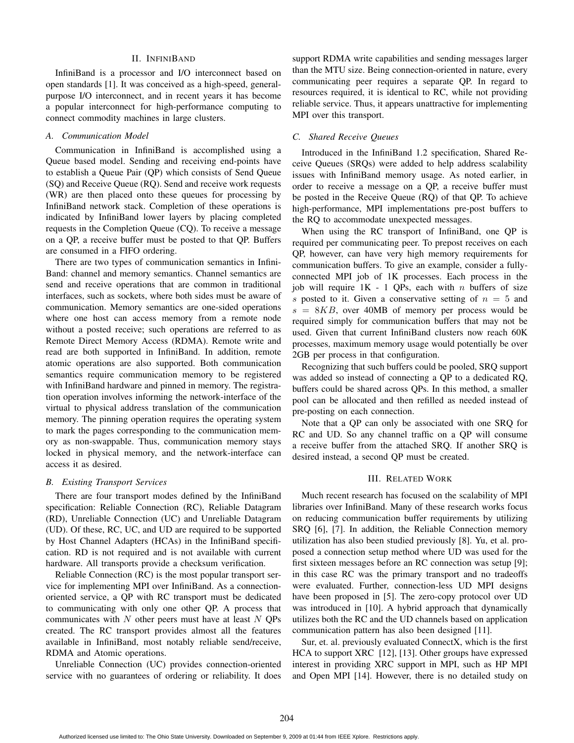## II. InfiniBand

InfiniBand is a processor and I/O interconnect based on open standards [1]. It was conceived as a high-speed, general-purpose I/O interconnect, and in recent years it has become a popular interconnect for high-performance computing to connect commodity machines in large clusters.

### A. Communication Model

Communication in InfiniBand is accomplished using a Queue based model. Sending and receiving end-points have to establish a Queue Pair (QP) which consists of Send Queue (SQ) and Receive Queue (RQ). Send and receive work requests (WR) are then placed onto these queues for processing by InfiniBand network stack. Completion of these operations is indicated by InfiniBand lower layers by placing completed requests in the Completion Queue (CQ). To receive a message on a QP, a receive buffer must be posted to that QP. Buffers are consumed in a FIFO ordering.

There are two types of communication semantics in InfiniBand: channel and memory semantics. Channel semantics are send and receive operations that are common in traditional interfaces, such as sockets, where both sides must be aware of communication. Memory semantics are one-sided operations where one host can access memory from a remote node without a posted receive; such operations are referred to as Remote Direct Memory Access (RDMA). Remote write and read are both supported in InfiniBand. In addition, remote atomic operations are also supported. Both communication semantics require communication memory to be registered with InfiniBand hardware and pinned in memory. The registration operation involves informing the network-interface of the virtual to physical address translation of the communication memory. The pinning operation requires the operating system to mark the pages corresponding to the communication memory as non-swappable. Thus, communication memory stays locked in physical memory, and the network-interface can access it as desired.

### B. Existing Transport Services

There are four transport modes defined by the InfiniBand specification: Reliable Connection (RC), Reliable Datagram (RD), Unreliable Connection (UC) and Unreliable Datagram (UD). Of these, RC, UC, and UD are required to be supported by Host Channel Adapters (HCAs) in the InfiniBand specification. RD is not required and is not available with current hardware. All transports provide a checksum verification.

Reliable Connection (RC) is the most popular transport service for implementing MPI over InfiniBand. As a connection-oriented service, a QP with RC transport must be dedicated to communicating with only one other QP. A process that communicates with $N$ other peers must have at least $N$ QPs created. The RC transport provides almost all the features available in InfiniBand, most notably reliable send/receive, RDMA and Atomic operations.

Unreliable Connection (UC) provides connection-oriented service with no guarantees of ordering or reliability. It does support RDMA write capabilities and sending messages larger than the MTU size. Being connection-oriented in nature, every communicating peer requires a separate QP. In regard to resources required, it is identical to RC, while not providing reliable service. Thus, it appears unattractive for implementing MPI over this transport.

### C. Shared Receive Queues

Introduced in the InfiniBand 1.2 specification, Shared Receive Queues (SRQs) were added to help address scalability issues with InfiniBand memory usage. As noted earlier, in order to receive a message on a QP, a receive buffer must be posted in the Receive Queue (RQ) of that QP. To achieve high-performance, MPI implementations pre-post buffers to the RQ to accommodate unexpected messages.

When using the RC transport of InfiniBand, one QP is required per communicating peer. To prepost receives on each QP, however, can have very high memory requirements for communication buffers. To give an example, consider a fully-connected MPI job of 1K processes. Each process in the job will require 1K - 1 QPs, each with $n$ buffers of size $s$ posted to it. Given a conservative setting of $n = 5$ and $s = 8KB$, over 40MB of memory per process would be required simply for communication buffers that may not be used. Given that current InfiniBand clusters now reach 60K processes, maximum memory usage would potentially be over 2GB per process in that configuration.

Recognizing that such buffers could be pooled, SRQ support was added so instead of connecting a QP to a dedicated RQ, buffers could be shared across QPs. In this method, a smaller pool can be allocated and then refilled as needed instead of pre-posting on each connection.

Note that a QP can only be associated with one SRQ for RC and UD. So any channel traffic on a QP will consume a receive buffer from the attached SRQ. If another SRQ is desired instead, a second QP must be created.

## III. Related Work

Much recent research has focused on the scalability of MPI libraries over InfiniBand. Many of these research works focus on reducing communication buffer requirements by utilizing SRQ [6], [7]. In addition, the Reliable Connection memory utilization has also been studied previously [8]. Yu, et al. proposed a connection setup method where UD was used for the first sixteen messages before an RC connection was setup [9]; in this case RC was the primary transport and no tradeoffs were evaluated. Further, connection-less UD MPI designs have been proposed in [5]. The zero-copy protocol over UD was introduced in [10]. A hybrid approach that dynamically utilizes both the RC and the UD channels based on application communication pattern has also been designed [11].

Sur, et. al. previously evaluated ConnectX, which is the first HCA to support XRC [12], [13]. Other groups have expressed interest in providing XRC support in MPI, such as HP MPI and Open MPI [14]. However, there is no detailed study on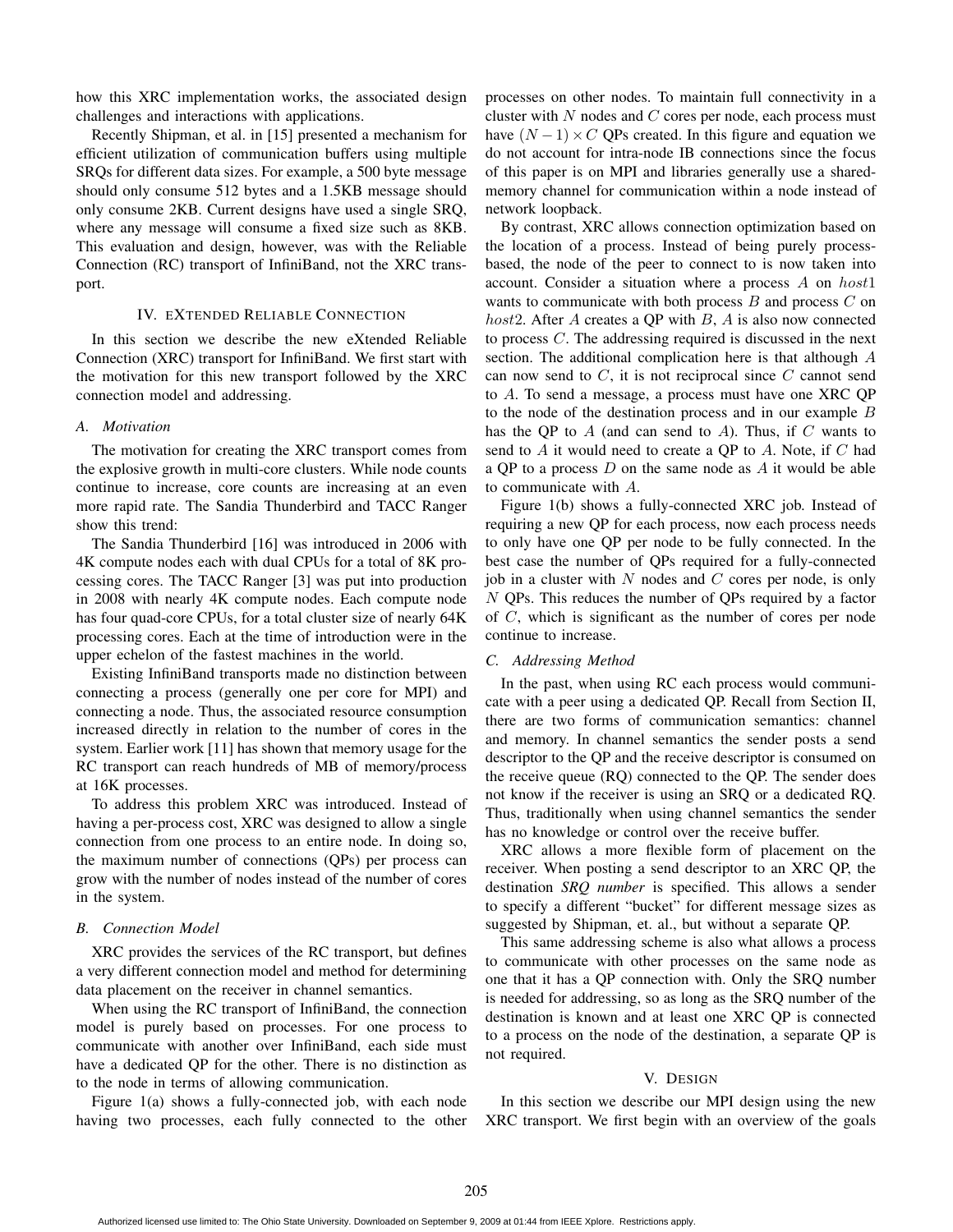how this XRC implementation works, the associated design challenges and interactions with applications.

Recently Shipman, et al. in [15] presented a mechanism for efficient utilization of communication buffers using multiple SRQs for different data sizes. For example, a 500 byte message should only consume 512 bytes and a 1.5KB message should only consume 2KB. Current designs have used a single SRQ, where any message will consume a fixed size such as 8KB. This evaluation and design, however, was with the Reliable Connection (RC) transport of InfiniBand, not the XRC transport.

## IV. eXtended Reliable Connection

In this section we describe the new eXtended Reliable Connection (XRC) transport for InfiniBand. We first start with the motivation for this new transport followed by the XRC connection model and addressing.

### A. Motivation

The motivation for creating the XRC transport comes from the explosive growth in multi-core clusters. While node counts continue to increase, core counts are increasing at an even more rapid rate. The Sandia Thunderbird and TACC Ranger show this trend:

The Sandia Thunderbird [16] was introduced in 2006 with 4K compute nodes each with dual CPUs for a total of 8K processing cores. The TACC Ranger [3] was put into production in 2008 with nearly 4K compute nodes. Each compute node has four quad-core CPUs, for a total cluster size of nearly 64K processing cores. Each at the time of introduction were in the upper echelon of the fastest machines in the world.

Existing InfiniBand transports made no distinction between connecting a process (generally one per core for MPI) and connecting a node. Thus, the associated resource consumption increased directly in relation to the number of cores in the system. Earlier work [11] has shown that memory usage for the RC transport can reach hundreds of MB of memory/process at 16K processes.

To address this problem XRC was introduced. Instead of having a per-process cost, XRC was designed to allow a single connection from one process to an entire node. In doing so, the maximum number of connections (QPs) per process can grow with the number of nodes instead of the number of cores in the system.

### B. Connection Model

XRC provides the services of the RC transport, but defines a very different connection model and method for determining data placement on the receiver in channel semantics.

When using the RC transport of InfiniBand, the connection model is purely based on processes. For one process to communicate with another over InfiniBand, each side must have a dedicated QP for the other. There is no distinction as to the node in terms of allowing communication.

Figure 1(a) shows a fully-connected job, with each node having two processes, each fully connected to the other processes on other nodes. To maintain full connectivity in a cluster with $N$ nodes and $C$ cores per node, each process must have $(N-1) \times C$ QPs created. In this figure and equation we do not account for intra-node IB connections since the focus of this paper is on MPI and libraries generally use a shared-memory channel for communication within a node instead of network loopback.

By contrast, XRC allows connection optimization based on the location of a process. Instead of being purely process-based, the node of the peer to connect to is now taken into account. Consider a situation where a process $A$ on $host1$ wants to communicate with both process $B$ and process $C$ on $host2$. After $A$ creates a QP with $B$, $A$ is also now connected to process $C$. The addressing required is discussed in the next section. The additional complication here is that although $A$ can now send to $C$, it is not reciprocal since $C$ cannot send to $A$. To send a message, a process must have one XRC QP to the node of the destination process and in our example $B$ has the QP to $A$ (and can send to $A$). Thus, if $C$ wants to send to $A$ it would need to create a QP to $A$. Note, if $C$ had a QP to a process $D$ on the same node as $A$ it would be able to communicate with $A$.

Figure 1(b) shows a fully-connected XRC job. Instead of requiring a new QP for each process, now each process needs to only have one QP per node to be fully connected. In the best case the number of QPs required for a fully-connected job in a cluster with $N$ nodes and $C$ cores per node, is only $N$ QPs. This reduces the number of QPs required by a factor of $C$, which is significant as the number of cores per node continue to increase.

### C. Addressing Method

In the past, when using RC each process would communicate with a peer using a dedicated QP. Recall from Section II, there are two forms of communication semantics: channel and memory. In channel semantics the sender posts a send descriptor to the QP and the receive descriptor is consumed on the receive queue (RQ) connected to the QP. The sender does not know if the receiver is using an SRQ or a dedicated RQ. Thus, traditionally when using channel semantics the sender has no knowledge or control over the receive buffer.

XRC allows a more flexible form of placement on the receiver. When posting a send descriptor to an XRC QP, the destination ***SRQ number*** is specified. This allows a sender to specify a different "bucket" for different message sizes as suggested by Shipman, et. al., but without a separate QP.

This same addressing scheme is also what allows a process to communicate with other processes on the same node as one that it has a QP connection with. Only the SRQ number is needed for addressing, so as long as the SRQ number of the destination is known and at least one XRC QP is connected to a process on the node of the destination, a separate QP is not required.

## V. Design

In this section we describe our MPI design using the new XRC transport. We first begin with an overview of the goals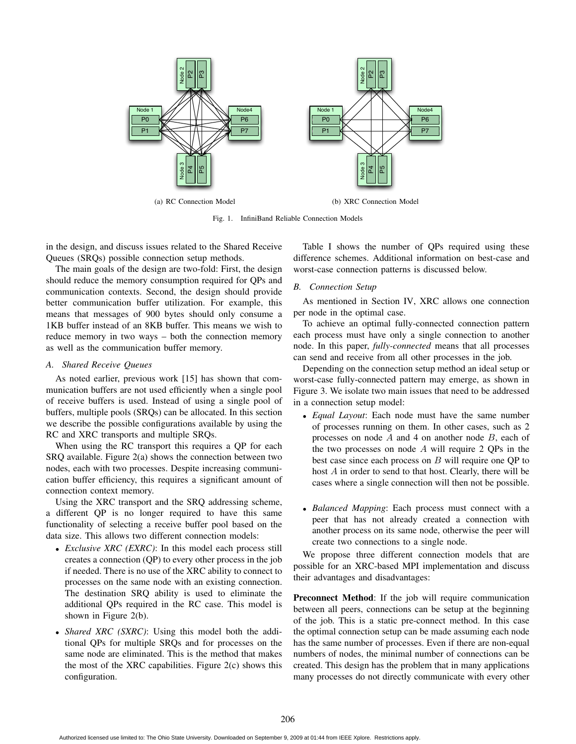Node 2
P2
P3
Node 1
P0
P1
Node4
P6
P7
Node 3
P4
P5

(a) RC Connection Model

Node 2
P2
P3
Node 1
P0
P1
Node4
P6
P7
Node 3
P4
P5

(b) XRC Connection Model

Fig. 1. InfiniBand Reliable Connection Models

in the design, and discuss issues related to the Shared Receive Queues (SRQs) possible connection setup methods.

The main goals of the design are two-fold: First, the design should reduce the memory consumption required for QPs and communication contexts. Second, the design should provide better communication buffer utilization. For example, this means that messages of 900 bytes should only consume a 1KB buffer instead of an 8KB buffer. This means we wish to reduce memory in two ways – both the connection memory as well as the communication buffer memory.

### A. Shared Receive Queues

As noted earlier, previous work [15] has shown that communication buffers are not used efficiently when a single pool of receive buffers is used. Instead of using a single pool of buffers, multiple pools (SRQs) can be allocated. In this section we describe the possible configurations available by using the RC and XRC transports and multiple SRQs.

When using the RC transport this requires a QP for each SRQ available. Figure 2(a) shows the connection between two nodes, each with two processes. Despite increasing communication buffer efficiency, this requires a significant amount of connection context memory.

Using the XRC transport and the SRQ addressing scheme, a different QP is no longer required to have this same functionality of selecting a receive buffer pool based on the data size. This allows two different connection models:

- *Exclusive XRC (EXRC)*: In this model each process still creates a connection (QP) to every other process in the job if needed. There is no use of the XRC ability to connect to processes on the same node with an existing connection. The destination SRQ ability is used to eliminate the additional QPs required in the RC case. This model is shown in Figure 2(b).
- *Shared XRC (SXRC)*: Using this model both the additional QPs for multiple SRQs and for processes on the same node are eliminated. This is the method that makes the most of the XRC capabilities. Figure 2(c) shows this configuration.

Table I shows the number of QPs required using these difference schemes. Additional information on best-case and worst-case connection patterns is discussed below.

### B. Connection Setup

As mentioned in Section IV, XRC allows one connection per node in the optimal case.

To achieve an optimal fully-connected connection pattern each process must have only a single connection to another node. In this paper, *fully-connected* means that all processes can send and receive from all other processes in the job.

Depending on the connection setup method an ideal setup or worst-case fully-connected pattern may emerge, as shown in Figure 3. We isolate two main issues that need to be addressed in a connection setup model:

- *Equal Layout*: Each node must have the same number of processes running on them. In other cases, such as 2 processes on node $A$ and 4 on another node $B$, each of the two processes on node $A$ will require 2 QPs in the best case since each process on $B$ will require one QP to host $A$ in order to send to that host. Clearly, there will be cases where a single connection will then not be possible.
- *Balanced Mapping*: Each process must connect with a peer that has not already created a connection with another process on its same node, otherwise the peer will create two connections to a single node.

We propose three different connection models that are possible for an XRC-based MPI implementation and discuss their advantages and disadvantages:

**Preconnect Method**: If the job will require communication between all peers, connections can be setup at the beginning of the job. This is a static pre-connect method. In this case the optimal connection setup can be made assuming each node has the same number of processes. Even if there are non-equal numbers of nodes, the minimal number of connections can be created. This design has the problem that in many applications many processes do not directly communicate with every other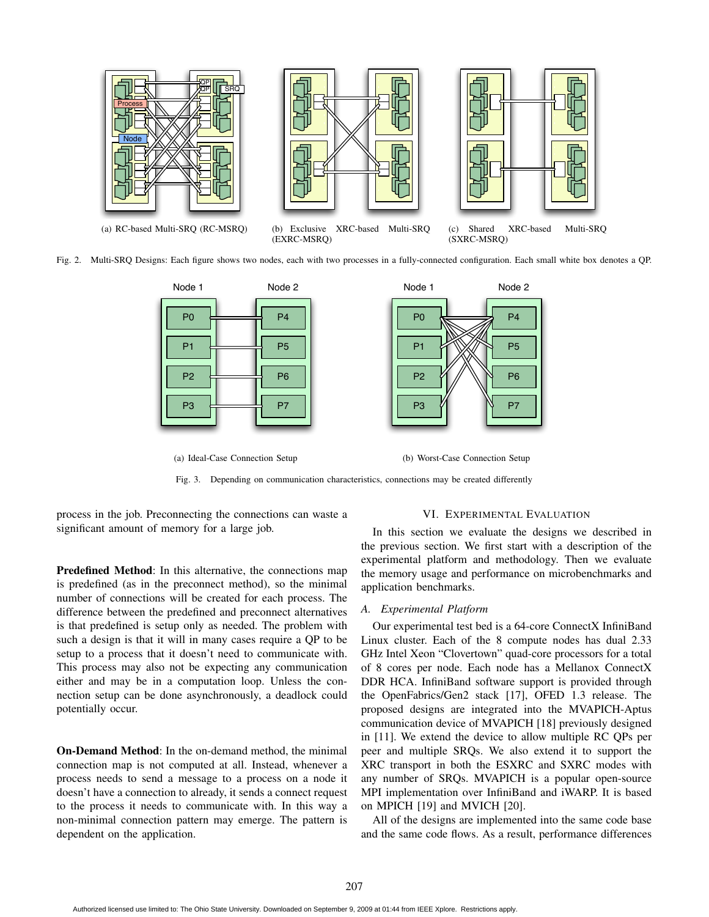(a) RC-based Multi-SRQ (RC-MSRQ)

(b) Exclusive XRC-based Multi-SRQ (EXRC-MSRQ)

(c) Shared XRC-based Multi-SRQ (SXRC-MSRQ)

Fig. 2. Multi-SRQ Designs: Each figure shows two nodes, each with two processes in a fully-connected configuration. Each small white box denotes a QP.

(a) Ideal-Case Connection Setup

(b) Worst-Case Connection Setup

Fig. 3. Depending on communication characteristics, connections may be created differently

process in the job. Preconnecting the connections can waste a significant amount of memory for a large job.

**Predefined Method**: In this alternative, the connections map is predefined (as in the preconnect method), so the minimal number of connections will be created for each process. The difference between the predefined and preconnect alternatives is that predefined is setup only as needed. The problem with such a design is that it will in many cases require a QP to be setup to a process that it doesn't need to communicate with. This process may also not be expecting any communication either and may be in a computation loop. Unless the connection setup can be done asynchronously, a deadlock could potentially occur.

**On-Demand Method**: In the on-demand method, the minimal connection map is not computed at all. Instead, whenever a process needs to send a message to a process on a node it doesn't have a connection to already, it sends a connect request to the process it needs to communicate with. In this way a non-minimal connection pattern may emerge. The pattern is dependent on the application.

## VI. Experimental Evaluation

In this section we evaluate the designs we described in the previous section. We first start with a description of the experimental platform and methodology. Then we evaluate the memory usage and performance on microbenchmarks and application benchmarks.

### A. Experimental Platform

Our experimental test bed is a 64-core ConnectX InfiniBand Linux cluster. Each of the 8 compute nodes has dual 2.33 GHz Intel Xeon "Clovertown" quad-core processors for a total of 8 cores per node. Each node has a Mellanox ConnectX DDR HCA. InfiniBand software support is provided through the OpenFabrics/Gen2 stack [17], OFED 1.3 release. The proposed designs are integrated into the MVAPICH-Aptus communication device of MVAPICH [18] previously designed in [11]. We extend the device to allow multiple RC QPs per peer and multiple SRQs. We also extend it to support the XRC transport in both the ESXRC and SXRC modes with any number of SRQs. MVAPICH is a popular open-source MPI implementation over InfiniBand and iWARP. It is based on MPICH [19] and MVICH [20].

All of the designs are implemented into the same code base and the same code flows. As a result, performance differences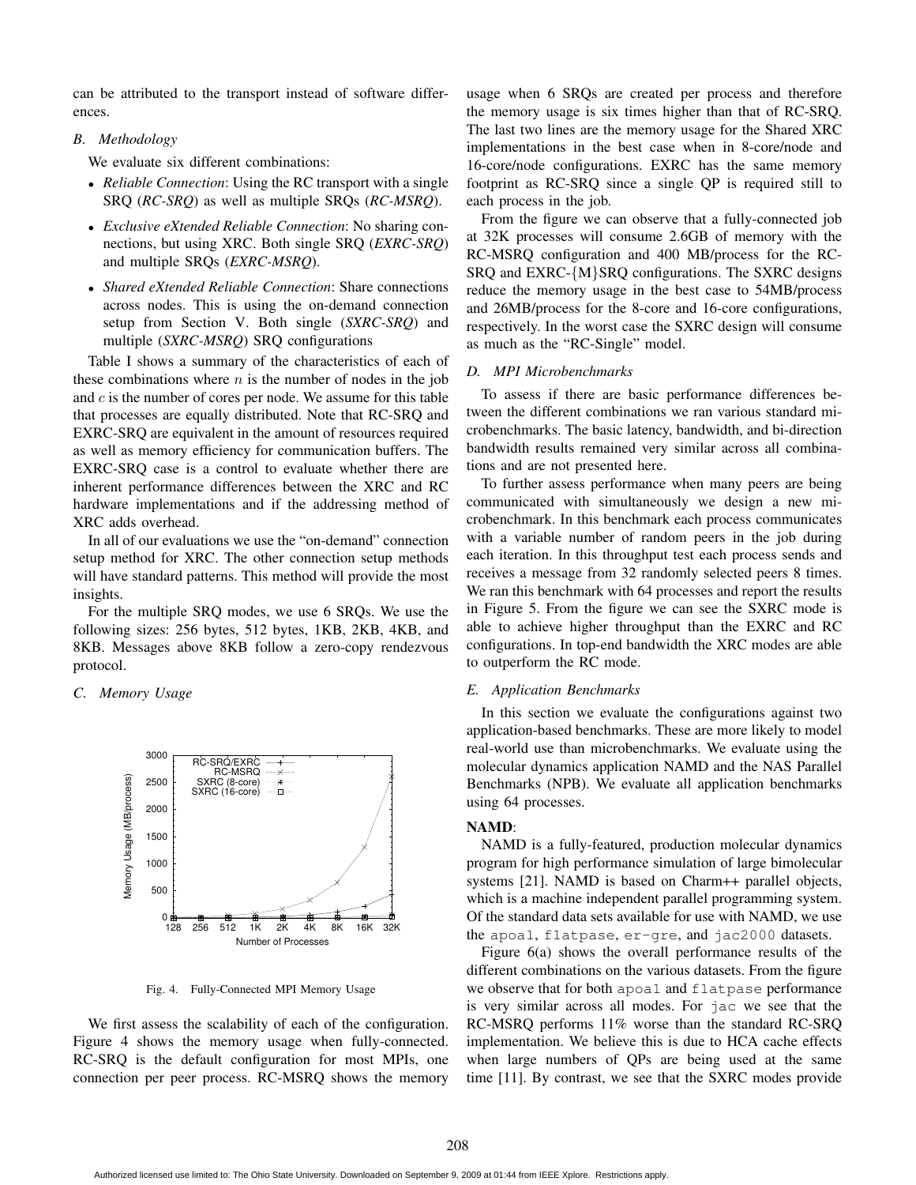can be attributed to the transport instead of software differences.

### B. Methodology

We evaluate six different combinations:

- *Reliable Connection*: Using the RC transport with a single SRQ (*RC-SRQ*) as well as multiple SRQs (*RC-MSRQ*).
- *Exclusive eXtended Reliable Connection*: No sharing connections, but using XRC. Both single SRQ (*EXRC-SRQ*) and multiple SRQs (*EXRC-MSRQ*).
- *Shared eXtended Reliable Connection*: Share connections across nodes. This is using the on-demand connection setup from Section V. Both single (*SXRC-SRQ*) and multiple (*SXRC-MSRQ*) SRQ configurations

Table I shows a summary of the characteristics of each of these combinations where $n$ is the number of nodes in the job and $c$ is the number of cores per node. We assume for this table that processes are equally distributed. Note that RC-SRQ and EXRC-SRQ are equivalent in the amount of resources required as well as memory efficiency for communication buffers. The EXRC-SRQ case is a control to evaluate whether there are inherent performance differences between the XRC and RC hardware implementations and if the addressing method of XRC adds overhead.

In all of our evaluations we use the "on-demand" connection setup method for XRC. The other connection setup methods will have standard patterns. This method will provide the most insights.

For the multiple SRQ modes, we use 6 SRQs. We use the following sizes: 256 bytes, 512 bytes, 1KB, 2KB, 4KB, and 8KB. Messages above 8KB follow a zero-copy rendezvous protocol.

### C. Memory Usage

Fig. 4. Fully-Connected MPI Memory Usage

We first assess the scalability of each of the configuration. Figure 4 shows the memory usage when fully-connected. RC-SRQ is the default configuration for most MPIs, one connection per peer process. RC-MSRQ shows the memory usage when 6 SRQs are created per process and therefore the memory usage is six times higher than that of RC-SRQ. The last two lines are the memory usage for the Shared XRC implementations in the best case when in 8-core/node and 16-core/node configurations. EXRC has the same memory footprint as RC-SRQ since a single QP is required still to each process in the job.

From the figure we can observe that a fully-connected job at 32K processes will consume 2.6GB of memory with the RC-MSRQ configuration and 400 MB/process for the RC-SRQ and EXRC-{M}SRQ configurations. The SXRC designs reduce the memory usage in the best case to 54MB/process and 26MB/process for the 8-core and 16-core configurations, respectively. In the worst case the SXRC design will consume as much as the "RC-Single" model.

### D. MPI Microbenchmarks

To assess if there are basic performance differences between the different combinations we ran various standard microbenchmarks. The basic latency, bandwidth, and bi-direction bandwidth results remained very similar across all combinations and are not presented here.

To further assess performance when many peers are being communicated with simultaneously we design a new microbenchmark. In this benchmark each process communicates with a variable number of random peers in the job during each iteration. In this throughput test each process sends and receives a message from 32 randomly selected peers 8 times. We ran this benchmark with 64 processes and report the results in Figure 5. From the figure we can see the SXRC mode is able to achieve higher throughput than the EXRC and RC configurations. In top-end bandwidth the XRC modes are able to outperform the RC mode.

### E. Application Benchmarks

In this section we evaluate the configurations against two application-based benchmarks. These are more likely to model real-world use than microbenchmarks. We evaluate using the molecular dynamics application NAMD and the NAS Parallel Benchmarks (NPB). We evaluate all application benchmarks using 64 processes.

**NAMD**:

NAMD is a fully-featured, production molecular dynamics program for high performance simulation of large bimolecular systems [21]. NAMD is based on Charm++ parallel objects, which is a machine independent parallel programming system. Of the standard data sets available for use with NAMD, we use the `apoa1`, `f1atpase`, `er-gre`, and `jac2000` datasets.

Figure 6(a) shows the overall performance results of the different combinations on the various datasets. From the figure we observe that for both `apoa1` and `f1atpase` performance is very similar across all modes. For `jac` we see that the RC-MSRQ performs 11% worse than the standard RC-SRQ implementation. We believe this is due to HCA cache effects when large numbers of QPs are being used at the same time [11]. By contrast, we see that the SXRC modes provide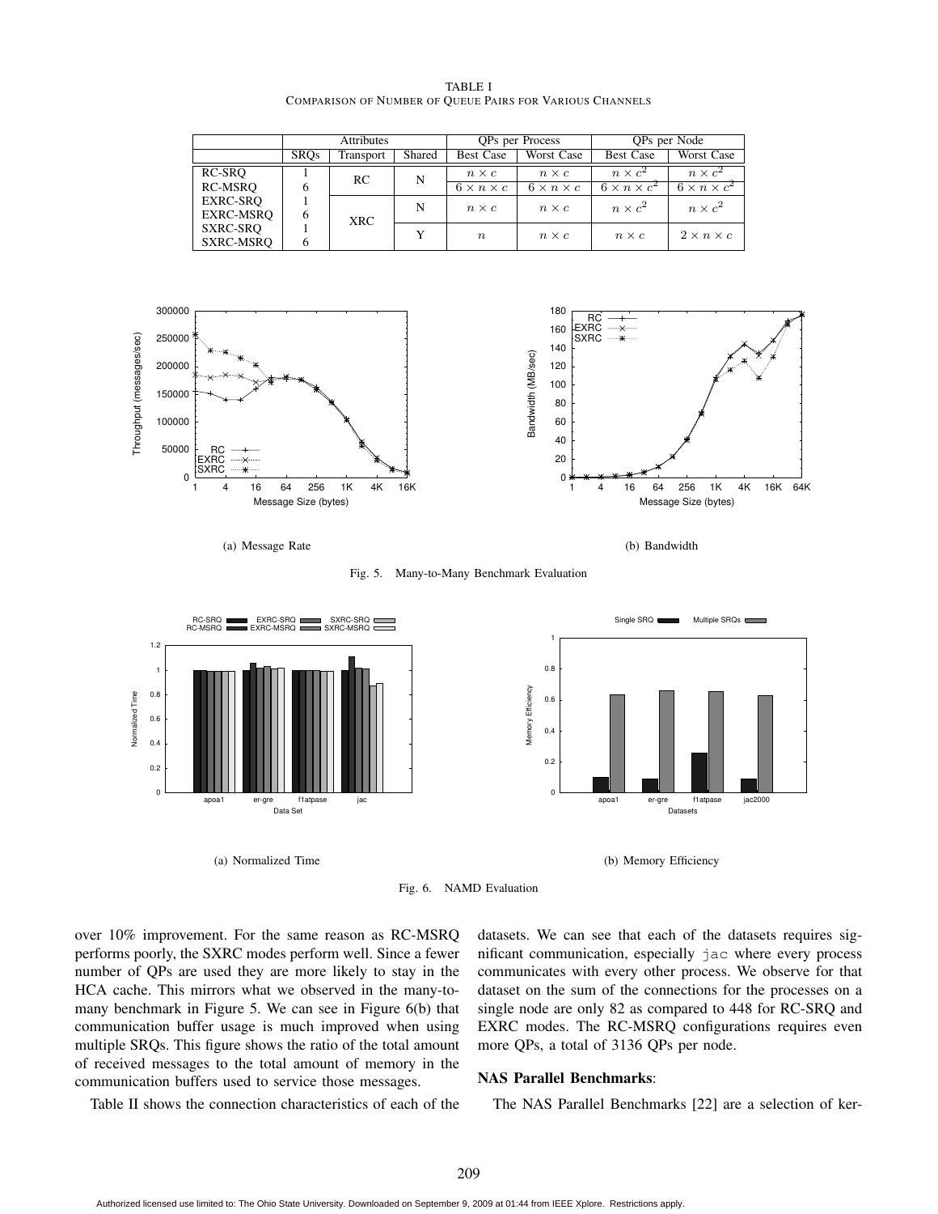TABLE I
COMPARISON OF NUMBER OF QUEUE PAIRS FOR VARIOUS CHANNELS

| | Attributes | | | QPs per Process | | QPs per Node | |
|---|---|---|---|---|---|---|---|
| | SRQs | Transport | Shared | Best Case | Worst Case | Best Case | Worst Case |
| RC-SRQ | 1 | RC | N | $n \times c$ | $n \times c$ | $n \times c^2$ | $n \times c^2$ |
| RC-MSRQ | 6 | | | $6 \times n \times c$ | $6 \times n \times c$ | $6 \times n \times c^2$ | $6 \times n \times c^2$ |
| EXRC-SRQ | 1 | XRC | N | $n \times c$ | $n \times c$ | $n \times c^2$ | $n \times c^2$ |
| EXRC-MSRQ | 6 | | | | | | |
| SXRC-SRQ | 1 | | Y | $n$ | $n \times c$ | $n \times c$ | $2 \times n \times c$ |
| SXRC-MSRQ | 6 | | | | | | |

(a) Message Rate

(b) Bandwidth

Fig. 5. Many-to-Many Benchmark Evaluation

(a) Normalized Time

(b) Memory Efficiency

Fig. 6. NAMD Evaluation

over 10% improvement. For the same reason as RC-MSRQ performs poorly, the SXRC modes perform well. Since a fewer number of QPs are used they are more likely to stay in the HCA cache. This mirrors what we observed in the many-to-many benchmark in Figure 5. We can see in Figure 6(b) that communication buffer usage is much improved when using multiple SRQs. This figure shows the ratio of the total amount of received messages to the total amount of memory in the communication buffers used to service those messages.

Table II shows the connection characteristics of each of the datasets. We can see that each of the datasets requires significant communication, especially `jac` where every process communicates with every other process. We observe for that dataset on the sum of the connections for the processes on a single node are only 82 as compared to 448 for RC-SRQ and EXRC modes. The RC-MSRQ configurations requires even more QPs, a total of 3136 QPs per node.

**NAS Parallel Benchmarks**:

The NAS Parallel Benchmarks [22] are a selection of ker-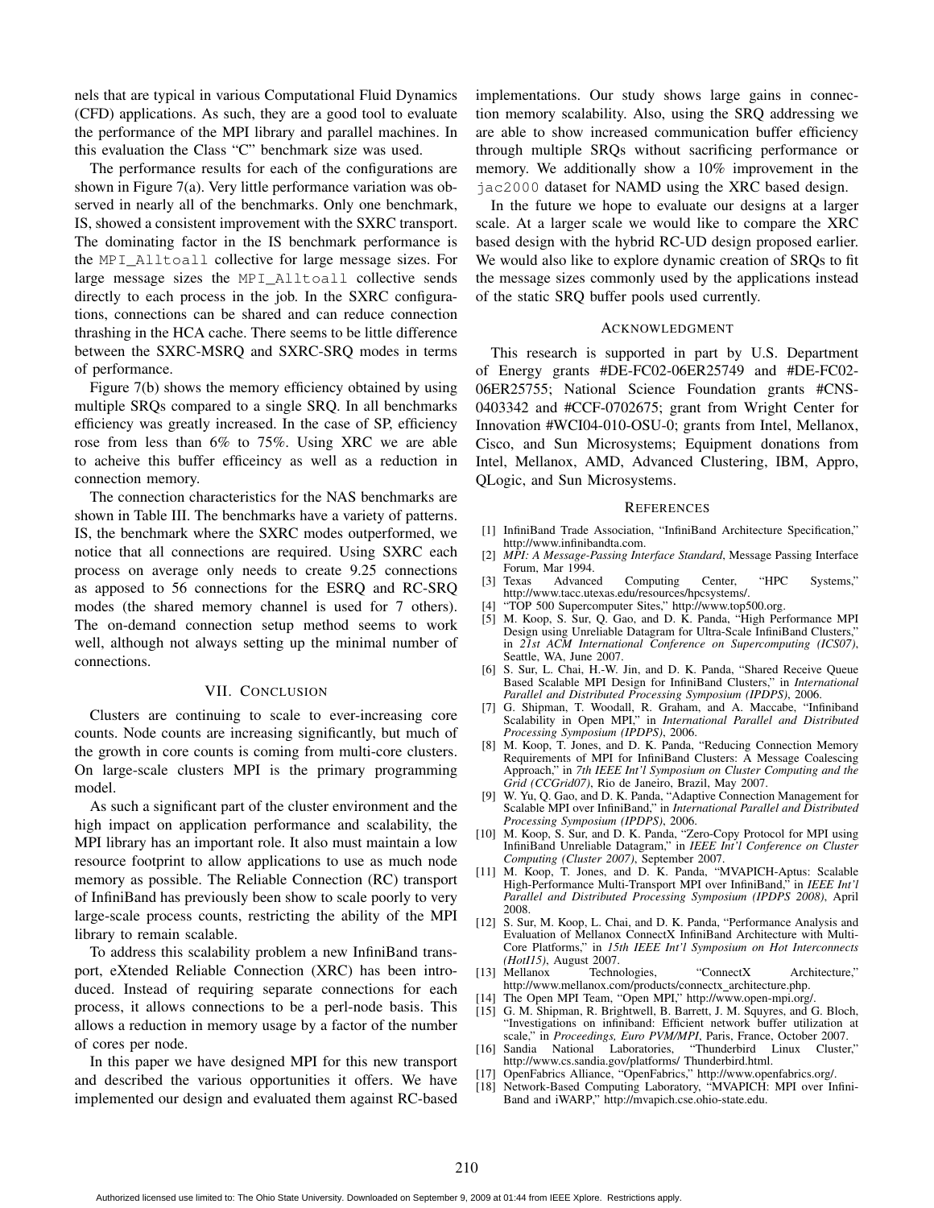nels that are typical in various Computational Fluid Dynamics (CFD) applications. As such, they are a good tool to evaluate the performance of the MPI library and parallel machines. In this evaluation the Class "C" benchmark size was used.

The performance results for each of the configurations are shown in Figure 7(a). Very little performance variation was observed in nearly all of the benchmarks. Only one benchmark, IS, showed a consistent improvement with the SXRC transport. The dominating factor in the IS benchmark performance is the `MPI_Alltoall` collective for large message sizes. For large message sizes the `MPI_Alltoall` collective sends directly to each process in the job. In the SXRC configurations, connections can be shared and can reduce connection thrashing in the HCA cache. There seems to be little difference between the SXRC-MSRQ and SXRC-SRQ modes in terms of performance.

Figure 7(b) shows the memory efficiency obtained by using multiple SRQs compared to a single SRQ. In all benchmarks efficiency was greatly increased. In the case of SP, efficiency rose from less than 6% to 75%. Using XRC we are able to acheive this buffer efficeincy as well as a reduction in connection memory.

The connection characteristics for the NAS benchmarks are shown in Table III. The benchmarks have a variety of patterns. IS, the benchmark where the SXRC modes outperformed, we notice that all connections are required. Using SXRC each process on average only needs to create 9.25 connections as apposed to 56 connections for the ESRQ and RC-SRQ modes (the shared memory channel is used for 7 others). The on-demand connection setup method seems to work well, although not always setting up the minimal number of connections.

## VII. Conclusion

Clusters are continuing to scale to ever-increasing core counts. Node counts are increasing significantly, but much of the growth in core counts is coming from multi-core clusters. On large-scale clusters MPI is the primary programming model.

As such a significant part of the cluster environment and the high impact on application performance and scalability, the MPI library has an important role. It also must maintain a low resource footprint to allow applications to use as much node memory as possible. The Reliable Connection (RC) transport of InfiniBand has previously been show to scale poorly to very large-scale process counts, restricting the ability of the MPI library to remain scalable.

To address this scalability problem a new InfiniBand transport, eXtended Reliable Connection (XRC) has been introduced. Instead of requiring separate connections for each process, it allows connections to be a perl-node basis. This allows a reduction in memory usage by a factor of the number of cores per node.

In this paper we have designed MPI for this new transport and described the various opportunities it offers. We have implemented our design and evaluated them against RC-based implementations. Our study shows large gains in connection memory scalability. Also, using the SRQ addressing we are able to show increased communication buffer efficiency through multiple SRQs without sacrificing performance or memory. We additionally show a 10% improvement in the `jac2000` dataset for NAMD using the XRC based design.

In the future we hope to evaluate our designs at a larger scale. At a larger scale we would like to compare the XRC based design with the hybrid RC-UD design proposed earlier. We would also like to explore dynamic creation of SRQs to fit the message sizes commonly used by the applications instead of the static SRQ buffer pools used currently.

## Acknowledgment

This research is supported in part by U.S. Department of Energy grants #DE-FC02-06ER25749 and #DE-FC02-06ER25755; National Science Foundation grants #CNS-0403342 and #CCF-0702675; grant from Wright Center for Innovation #WCI04-010-OSU-0; grants from Intel, Mellanox, Cisco, and Sun Microsystems; Equipment donations from Intel, Mellanox, AMD, Advanced Clustering, IBM, Appro, QLogic, and Sun Microsystems.

## References

[1] InfiniBand Trade Association, "InfiniBand Architecture Specification," http://www.infinibandta.com.

[2] *MPI: A Message-Passing Interface Standard*, Message Passing Interface Forum, Mar 1994.

[3] Texas Advanced Computing Center, "HPC Systems," http://www.tacc.utexas.edu/resources/hpcsystems/.

[4] "TOP 500 Supercomputer Sites," http://www.top500.org.

[5] M. Koop, S. Sur, Q. Gao, and D. K. Panda, "High Performance MPI Design using Unreliable Datagram for Ultra-Scale InfiniBand Clusters," in *21st ACM International Conference on Supercomputing (ICS07)*, Seattle, WA, June 2007.

[6] S. Sur, L. Chai, H.-W. Jin, and D. K. Panda, "Shared Receive Queue Based Scalable MPI Design for InfiniBand Clusters," in *International Parallel and Distributed Processing Symposium (IPDPS)*, 2006.

[7] G. Shipman, T. Woodall, R. Graham, and A. Maccabe, "Infiniband Scalability in Open MPI," in *International Parallel and Distributed Processing Symposium (IPDPS)*, 2006.

[8] M. Koop, T. Jones, and D. K. Panda, "Reducing Connection Memory Requirements of MPI for InfiniBand Clusters: A Message Coalescing Approach," in *7th IEEE Int'l Symposium on Cluster Computing and the Grid (CCGrid07)*, Rio de Janeiro, Brazil, May 2007.

[9] W. Yu, Q. Gao, and D. K. Panda, "Adaptive Connection Management for Scalable MPI over InfiniBand," in *International Parallel and Distributed Processing Symposium (IPDPS)*, 2006.

[10] M. Koop, S. Sur, and D. K. Panda, "Zero-Copy Protocol for MPI using InfiniBand Unreliable Datagram," in *IEEE Int'l Conference on Cluster Computing (Cluster 2007)*, September 2007.

[11] M. Koop, T. Jones, and D. K. Panda, "MVAPICH-Aptus: Scalable High-Performance Multi-Transport MPI over InfiniBand," in *IEEE Int'l Parallel and Distributed Processing Symposium (IPDPS 2008)*, April 2008.

[12] S. Sur, M. Koop, L. Chai, and D. K. Panda, "Performance Analysis and Evaluation of Mellanox ConnectX InfiniBand Architecture with Multi-Core Platforms," in *15th IEEE Int'l Symposium on Hot Interconnects (HotI15)*, August 2007.

[13] Mellanox Technologies, "ConnectX Architecture," http://www.mellanox.com/products/connectx_architecture.php.

[14] The Open MPI Team, "Open MPI," http://www.open-mpi.org/.

[15] G. M. Shipman, R. Brightwell, B. Barrett, J. M. Squyres, and G. Bloch, "Investigations on infiniband: Efficient network buffer utilization at scale," in *Proceedings, Euro PVM/MPI*, Paris, France, October 2007.

[16] Sandia National Laboratories, "Thunderbird Linux Cluster," http://www.cs.sandia.gov/platforms/ Thunderbird.html.

[17] OpenFabrics Alliance, "OpenFabrics," http://www.openfabrics.org/.

[18] Network-Based Computing Laboratory, "MVAPICH: MPI over InfiniBand and iWARP," http://mvapich.cse.ohio-state.edu.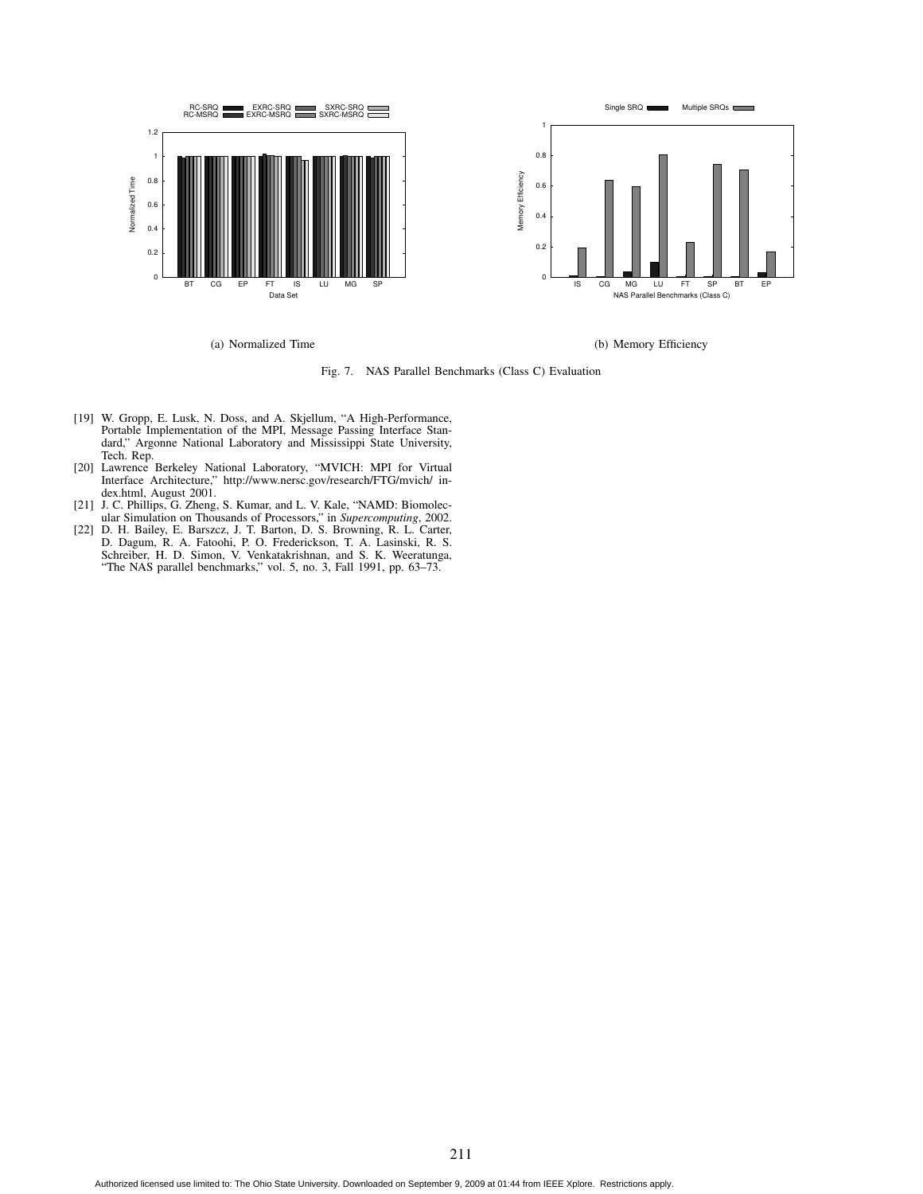(a) Normalized Time

(b) Memory Efficiency

Fig. 7. NAS Parallel Benchmarks (Class C) Evaluation

[19] W. Gropp, E. Lusk, N. Doss, and A. Skjellum, "A High-Performance, Portable Implementation of the MPI, Message Passing Interface Standard," Argonne National Laboratory and Mississippi State University, Tech. Rep.

[20] Lawrence Berkeley National Laboratory, "MVICH: MPI for Virtual Interface Architecture," http://www.nersc.gov/research/FTG/mvich/ index.html, August 2001.

[21] J. C. Phillips, G. Zheng, S. Kumar, and L. V. Kale, "NAMD: Biomolecular Simulation on Thousands of Processors," in *Supercomputing*, 2002.

[22] D. H. Bailey, E. Barszcz, J. T. Barton, D. S. Browning, R. L. Carter, D. Dagum, R. A. Fatoohi, P. O. Frederickson, T. A. Lasinski, R. S. Schreiber, H. D. Simon, V. Venkatakrishnan, and S. K. Weeratunga, "The NAS parallel benchmarks," vol. 5, no. 3, Fall 1991, pp. 63–73.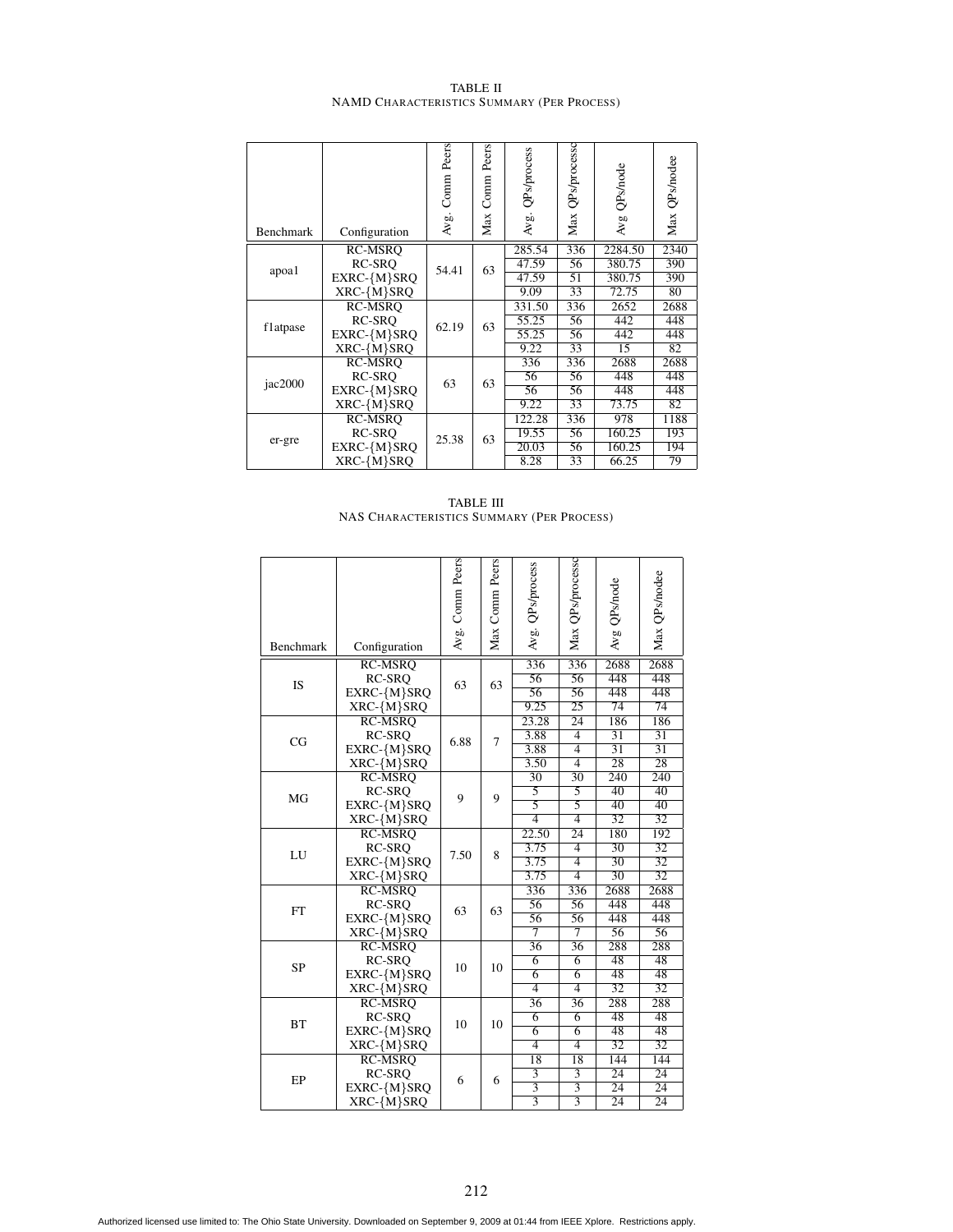TABLE II
NAMD Characteristics Summary (Per Process)

| Benchmark | Configuration | Avg. Comm Peers | Max Comm Peers | Avg. QPs/process | Max QPs/processc | Avg QPs/node | Max QPs/nodee |
|---|---|---|---|---|---|---|---|
| apoa1 | RC-MSRQ | 54.41 | 63 | 285.54 | 336 | 2284.50 | 2340 |
| | RC-SRQ | | | 47.59 | 56 | 380.75 | 390 |
| | EXRC-{M}SRQ | | | 47.59 | 51 | 380.75 | 390 |
| | XRC-{M}SRQ | | | 9.09 | 33 | 72.75 | 80 |
| f1atpase | RC-MSRQ | 62.19 | 63 | 331.50 | 336 | 2652 | 2688 |
| | RC-SRQ | | | 55.25 | 56 | 442 | 448 |
| | EXRC-{M}SRQ | | | 55.25 | 56 | 442 | 448 |
| | XRC-{M}SRQ | | | 9.22 | 33 | 15 | 82 |
| jac2000 | RC-MSRQ | 63 | 63 | 336 | 336 | 2688 | 2688 |
| | RC-SRQ | | | 56 | 56 | 448 | 448 |
| | EXRC-{M}SRQ | | | 56 | 56 | 448 | 448 |
| | XRC-{M}SRQ | | | 9.22 | 33 | 73.75 | 82 |
| er-gre | RC-MSRQ | 25.38 | 63 | 122.28 | 336 | 978 | 1188 |
| | RC-SRQ | | | 19.55 | 56 | 160.25 | 193 |
| | EXRC-{M}SRQ | | | 20.03 | 56 | 160.25 | 194 |
| | XRC-{M}SRQ | | | 8.28 | 33 | 66.25 | 79 |

TABLE III
NAS Characteristics Summary (Per Process)

| Benchmark | Configuration | Avg. Comm Peers | Max Comm Peers | Avg. QPs/process | Max QPs/processc | Avg QPs/node | Max QPs/nodee |
|---|---|---|---|---|---|---|---|
| IS | RC-MSRQ | 63 | 63 | 336 | 336 | 2688 | 2688 |
| | RC-SRQ | | | 56 | 56 | 448 | 448 |
| | EXRC-{M}SRQ | | | 56 | 56 | 448 | 448 |
| | XRC-{M}SRQ | | | 9.25 | 25 | 74 | 74 |
| CG | RC-MSRQ | 6.88 | 7 | 23.28 | 24 | 186 | 186 |
| | RC-SRQ | | | 3.88 | 4 | 31 | 31 |
| | EXRC-{M}SRQ | | | 3.88 | 4 | 31 | 31 |
| | XRC-{M}SRQ | | | 3.50 | 4 | 28 | 28 |
| MG | RC-MSRQ | 9 | 9 | 30 | 30 | 240 | 240 |
| | RC-SRQ | | | 5 | 5 | 40 | 40 |
| | EXRC-{M}SRQ | | | 5 | 5 | 40 | 40 |
| | XRC-{M}SRQ | | | 4 | 4 | 32 | 32 |
| LU | RC-MSRQ | 7.50 | 8 | 22.50 | 24 | 180 | 192 |
| | RC-SRQ | | | 3.75 | 4 | 30 | 32 |
| | EXRC-{M}SRQ | | | 3.75 | 4 | 30 | 32 |
| | XRC-{M}SRQ | | | 3.75 | 4 | 30 | 32 |
| FT | RC-MSRQ | 63 | 63 | 336 | 336 | 2688 | 2688 |
| | RC-SRQ | | | 56 | 56 | 448 | 448 |
| | EXRC-{M}SRQ | | | 56 | 56 | 448 | 448 |
| | XRC-{M}SRQ | | | 7 | 7 | 56 | 56 |
| SP | RC-MSRQ | 10 | 10 | 36 | 36 | 288 | 288 |
| | RC-SRQ | | | 6 | 6 | 48 | 48 |
| | EXRC-{M}SRQ | | | 6 | 6 | 48 | 48 |
| | XRC-{M}SRQ | | | 4 | 4 | 32 | 32 |
| BT | RC-MSRQ | 10 | 10 | 36 | 36 | 288 | 288 |
| | RC-SRQ | | | 6 | 6 | 48 | 48 |
| | EXRC-{M}SRQ | | | 6 | 6 | 48 | 48 |
| | XRC-{M}SRQ | | | 4 | 4 | 32 | 32 |
| EP | RC-MSRQ | 6 | 6 | 18 | 18 | 144 | 144 |
| | RC-SRQ | | | 3 | 3 | 24 | 24 |
| | EXRC-{M}SRQ | | | 3 | 3 | 24 | 24 |
| | XRC-{M}SRQ | | | 3 | 3 | 24 | 24 |

Authorized licensed use limited to: The Ohio State University. Downloaded on September 9, 2009 at 01:44 from IEEE Xplore. Restrictions apply.